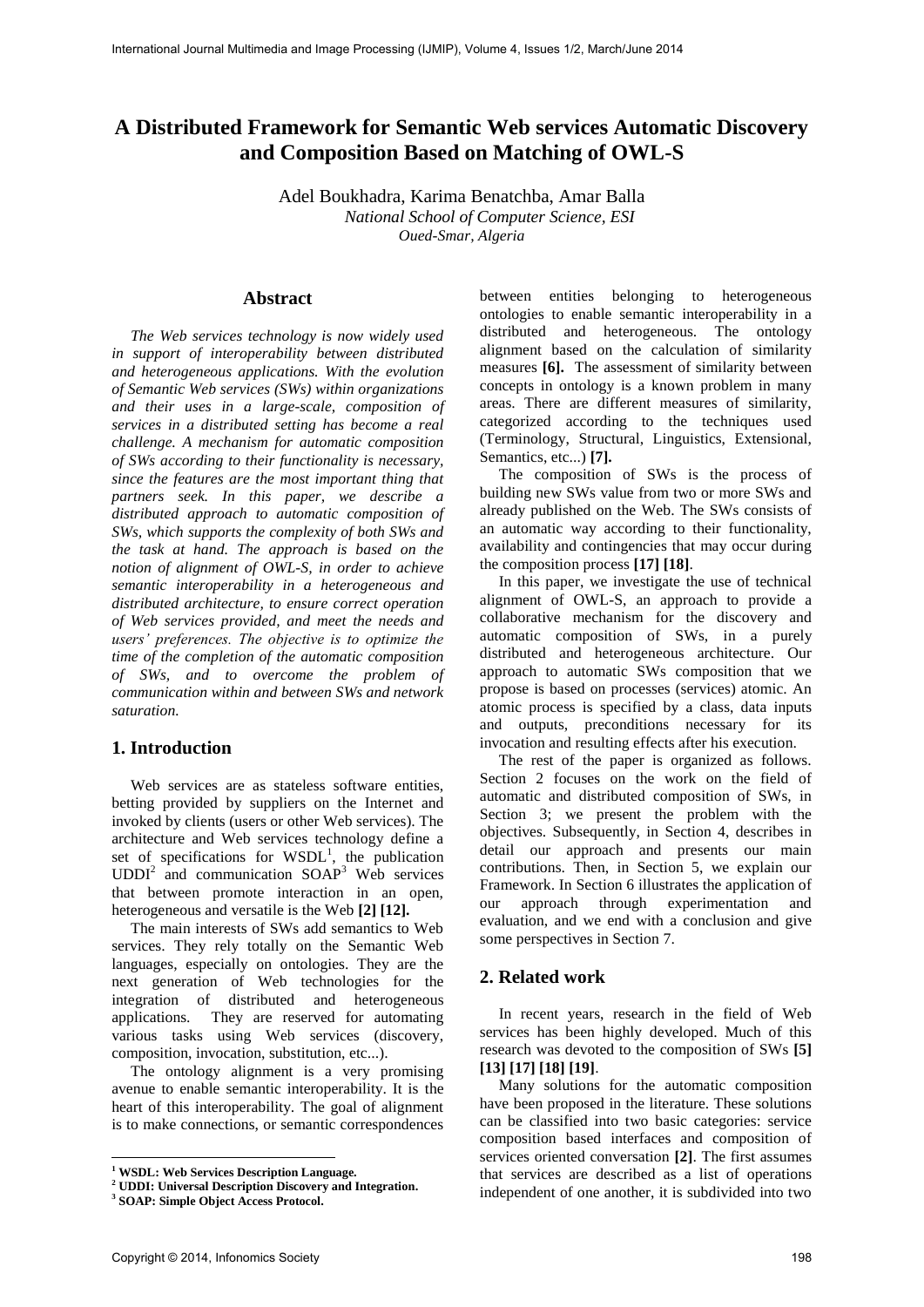# A Distributed Framework for Semantic Web services Automatic Discovery and Composition Based on Matching of OWL-S

Adel Boukhadra, Karima Benatchba, Amar Balla
*National School of Computer Science, ESI*
*Oued-Smar, Algeria*

## Abstract

*The Web services technology is now widely used in support of interoperability between distributed and heterogeneous applications. With the evolution of Semantic Web services (SWs) within organizations and their uses in a large-scale, composition of services in a distributed setting has become a real challenge. A mechanism for automatic composition of SWs according to their functionality is necessary, since the features are the most important thing that partners seek. In this paper, we describe a distributed approach to automatic composition of SWs, which supports the complexity of both SWs and the task at hand. The approach is based on the notion of alignment of OWL-S, in order to achieve semantic interoperability in a heterogeneous and distributed architecture, to ensure correct operation of Web services provided, and meet the needs and users' preferences. The objective is to optimize the time of the completion of the automatic composition of SWs, and to overcome the problem of communication within and between SWs and network saturation.*

## 1. Introduction

Web services are as stateless software entities, betting provided by suppliers on the Internet and invoked by clients (users or other Web services). The architecture and Web services technology define a set of specifications for WSDL[1], the publication UDDI[2] and communication SOAP[3] Web services that between promote interaction in an open, heterogeneous and versatile is the Web **[2] [12].**

The main interests of SWs add semantics to Web services. They rely totally on the Semantic Web languages, especially on ontologies. They are the next generation of Web technologies for the integration of distributed and heterogeneous applications. They are reserved for automating various tasks using Web services (discovery, composition, invocation, substitution, etc...).

The ontology alignment is a very promising avenue to enable semantic interoperability. It is the heart of this interoperability. The goal of alignment is to make connections, or semantic correspondences between entities belonging to heterogeneous ontologies to enable semantic interoperability in a distributed and heterogeneous. The ontology alignment based on the calculation of similarity measures **[6].** The assessment of similarity between concepts in ontology is a known problem in many areas. There are different measures of similarity, categorized according to the techniques used (Terminology, Structural, Linguistics, Extensional, Semantics, etc...) **[7].**

The composition of SWs is the process of building new SWs value from two or more SWs and already published on the Web. The SWs consists of an automatic way according to their functionality, availability and contingencies that may occur during the composition process **[17] [18]**.

In this paper, we investigate the use of technical alignment of OWL-S, an approach to provide a collaborative mechanism for the discovery and automatic composition of SWs, in a purely distributed and heterogeneous architecture. Our approach to automatic SWs composition that we propose is based on processes (services) atomic. An atomic process is specified by a class, data inputs and outputs, preconditions necessary for its invocation and resulting effects after his execution.

The rest of the paper is organized as follows. Section 2 focuses on the work on the field of automatic and distributed composition of SWs, in Section 3; we present the problem with the objectives. Subsequently, in Section 4, describes in detail our approach and presents our main contributions. Then, in Section 5, we explain our Framework. In Section 6 illustrates the application of our approach through experimentation and evaluation, and we end with a conclusion and give some perspectives in Section 7.

## 2. Related work

In recent years, research in the field of Web services has been highly developed. Much of this research was devoted to the composition of SWs **[5] [13] [17] [18] [19]**.

Many solutions for the automatic composition have been proposed in the literature. These solutions can be classified into two basic categories: service composition based interfaces and composition of services oriented conversation **[2]**. The first assumes that services are described as a list of operations independent of one another, it is subdivided into two

---

[1] **WSDL: Web Services Description Language.**
[2] **UDDI: Universal Description Discovery and Integration.**
[3] **SOAP: Simple Object Access Protocol.**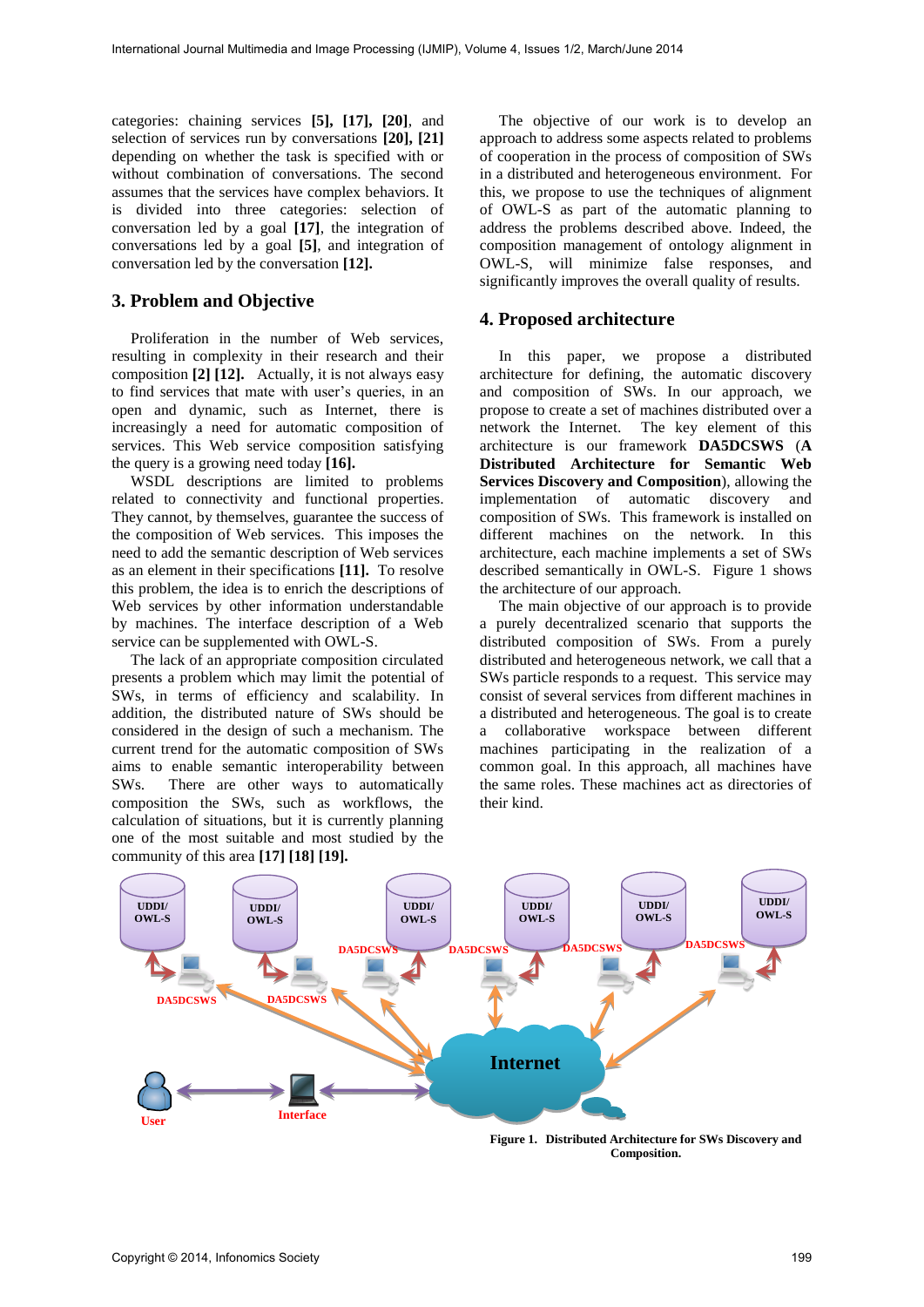categories: chaining services **[5], [17], [20]**, and selection of services run by conversations **[20], [21]** depending on whether the task is specified with or without combination of conversations. The second assumes that the services have complex behaviors. It is divided into three categories: selection of conversation led by a goal **[17]**, the integration of conversations led by a goal **[5]**, and integration of conversation led by the conversation **[12].**

## 3. Problem and Objective

Proliferation in the number of Web services, resulting in complexity in their research and their composition **[2] [12].** Actually, it is not always easy to find services that mate with user's queries, in an open and dynamic, such as Internet, there is increasingly a need for automatic composition of services. This Web service composition satisfying the query is a growing need today **[16].**

WSDL descriptions are limited to problems related to connectivity and functional properties. They cannot, by themselves, guarantee the success of the composition of Web services. This imposes the need to add the semantic description of Web services as an element in their specifications **[11].** To resolve this problem, the idea is to enrich the descriptions of Web services by other information understandable by machines. The interface description of a Web service can be supplemented with OWL-S.

The lack of an appropriate composition circulated presents a problem which may limit the potential of SWs, in terms of efficiency and scalability. In addition, the distributed nature of SWs should be considered in the design of such a mechanism. The current trend for the automatic composition of SWs aims to enable semantic interoperability between SWs. There are other ways to automatically composition the SWs, such as workflows, the calculation of situations, but it is currently planning one of the most suitable and most studied by the community of this area **[17] [18] [19].**

The objective of our work is to develop an approach to address some aspects related to problems of cooperation in the process of composition of SWs in a distributed and heterogeneous environment. For this, we propose to use the techniques of alignment of OWL-S as part of the automatic planning to address the problems described above. Indeed, the composition management of ontology alignment in OWL-S, will minimize false responses, and significantly improves the overall quality of results.

## 4. Proposed architecture

In this paper, we propose a distributed architecture for defining, the automatic discovery and composition of SWs. In our approach, we propose to create a set of machines distributed over a network the Internet. The key element of this architecture is our framework **DA5DCSWS** (**A Distributed Architecture for Semantic Web Services Discovery and Composition**), allowing the implementation of automatic discovery and composition of SWs. This framework is installed on different machines on the network. In this architecture, each machine implements a set of SWs described semantically in OWL-S. Figure 1 shows the architecture of our approach.

The main objective of our approach is to provide a purely decentralized scenario that supports the distributed composition of SWs. From a purely distributed and heterogeneous network, we call that a SWs particle responds to a request. This service may consist of several services from different machines in a distributed and heterogeneous. The goal is to create a collaborative workspace between different machines participating in the realization of a common goal. In this approach, all machines have the same roles. These machines act as directories of their kind.

**Figure 1. Distributed Architecture for SWs Discovery and Composition.**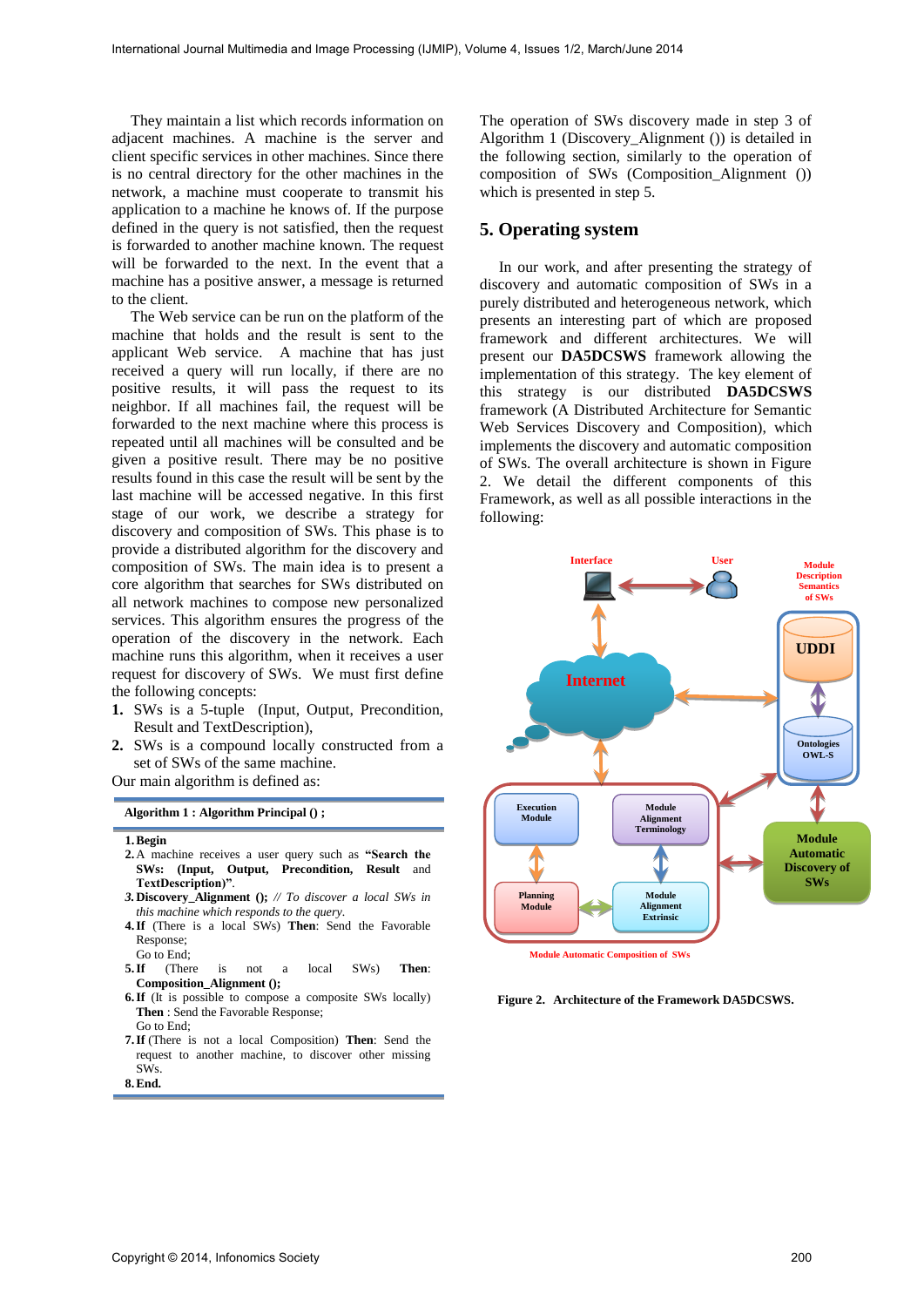They maintain a list which records information on adjacent machines. A machine is the server and client specific services in other machines. Since there is no central directory for the other machines in the network, a machine must cooperate to transmit his application to a machine he knows of. If the purpose defined in the query is not satisfied, then the request is forwarded to another machine known. The request will be forwarded to the next. In the event that a machine has a positive answer, a message is returned to the client.

The Web service can be run on the platform of the machine that holds and the result is sent to the applicant Web service. A machine that has just received a query will run locally, if there are no positive results, it will pass the request to its neighbor. If all machines fail, the request will be forwarded to the next machine where this process is repeated until all machines will be consulted and be given a positive result. There may be no positive results found in this case the result will be sent by the last machine will be accessed negative. In this first stage of our work, we describe a strategy for discovery and composition of SWs. This phase is to provide a distributed algorithm for the discovery and composition of SWs. The main idea is to present a core algorithm that searches for SWs distributed on all network machines to compose new personalized services. This algorithm ensures the progress of the operation of the discovery in the network. Each machine runs this algorithm, when it receives a user request for discovery of SWs. We must first define the following concepts:

1. SWs is a 5-tuple (Input, Output, Precondition, Result and TextDescription),
2. SWs is a compound locally constructed from a set of SWs of the same machine.

Our main algorithm is defined as:

**Algorithm 1 : Algorithm Principal () ;**

1. **Begin**
2. A machine receives a user query such as **"Search the SWs: (Input, Output, Precondition, Result** and **TextDescription)"**.
3. **Discovery_Alignment ();** *// To discover a local SWs in this machine which responds to the query.*
4. **If** (There is a local SWs) **Then**: Send the Favorable Response;
   Go to End;
5. **If** (There is not a local SWs) **Then**: **Composition_Alignment ();**
6. **If** (It is possible to compose a composite SWs locally) **Then** : Send the Favorable Response;
   Go to End;
7. **If** (There is not a local Composition) **Then**: Send the request to another machine, to discover other missing SWs.
8. **End.**

The operation of SWs discovery made in step 3 of Algorithm 1 (Discovery_Alignment ()) is detailed in the following section, similarly to the operation of composition of SWs (Composition_Alignment ()) which is presented in step 5.

## 5. Operating system

In our work, and after presenting the strategy of discovery and automatic composition of SWs in a purely distributed and heterogeneous network, which presents an interesting part of which are proposed framework and different architectures. We will present our **DA5DCSWS** framework allowing the implementation of this strategy. The key element of this strategy is our distributed **DA5DCSWS** framework (A Distributed Architecture for Semantic Web Services Discovery and Composition), which implements the discovery and automatic composition of SWs. The overall architecture is shown in Figure 2. We detail the different components of this Framework, as well as all possible interactions in the following:

**Figure 2. Architecture of the Framework DA5DCSWS.**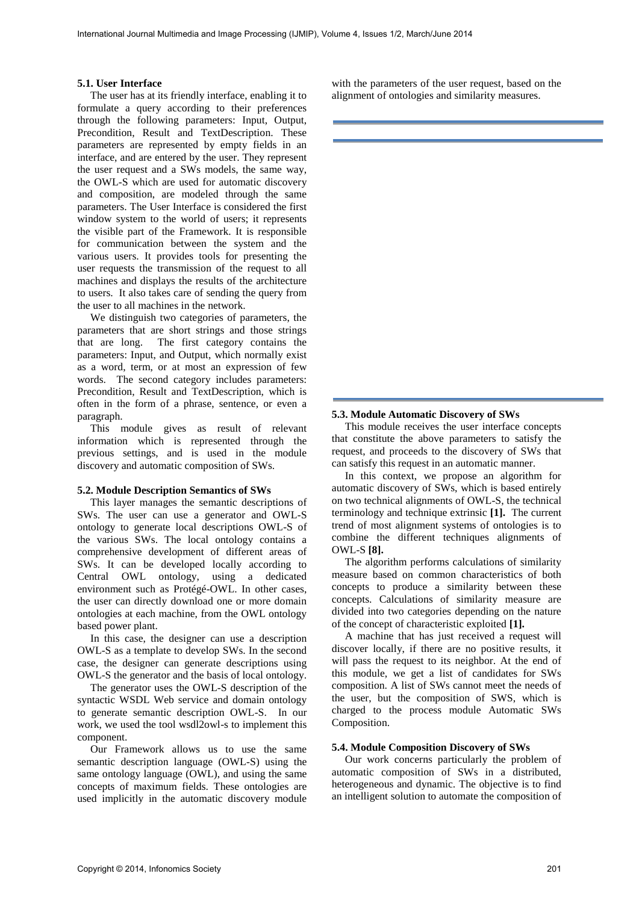### 5.1. User Interface

The user has at its friendly interface, enabling it to formulate a query according to their preferences through the following parameters: Input, Output, Precondition, Result and TextDescription. These parameters are represented by empty fields in an interface, and are entered by the user. They represent the user request and a SWs models, the same way, the OWL-S which are used for automatic discovery and composition, are modeled through the same parameters. The User Interface is considered the first window system to the world of users; it represents the visible part of the Framework. It is responsible for communication between the system and the various users. It provides tools for presenting the user requests the transmission of the request to all machines and displays the results of the architecture to users. It also takes care of sending the query from the user to all machines in the network.

We distinguish two categories of parameters, the parameters that are short strings and those strings that are long. The first category contains the parameters: Input, and Output, which normally exist as a word, term, or at most an expression of few words. The second category includes parameters: Precondition, Result and TextDescription, which is often in the form of a phrase, sentence, or even a paragraph.

This module gives as result of relevant information which is represented through the previous settings, and is used in the module discovery and automatic composition of SWs.

### 5.2. Module Description Semantics of SWs

This layer manages the semantic descriptions of SWs. The user can use a generator and OWL-S ontology to generate local descriptions OWL-S of the various SWs. The local ontology contains a comprehensive development of different areas of SWs. It can be developed locally according to Central OWL ontology, using a dedicated environment such as Protégé-OWL. In other cases, the user can directly download one or more domain ontologies at each machine, from the OWL ontology based power plant.

In this case, the designer can use a description OWL-S as a template to develop SWs. In the second case, the designer can generate descriptions using OWL-S the generator and the basis of local ontology.

The generator uses the OWL-S description of the syntactic WSDL Web service and domain ontology to generate semantic description OWL-S. In our work, we used the tool wsdl2owl-s to implement this component.

Our Framework allows us to use the same semantic description language (OWL-S) using the same ontology language (OWL), and using the same concepts of maximum fields. These ontologies are used implicitly in the automatic discovery module with the parameters of the user request, based on the alignment of ontologies and similarity measures.

### 5.3. Module Automatic Discovery of SWs

This module receives the user interface concepts that constitute the above parameters to satisfy the request, and proceeds to the discovery of SWs that can satisfy this request in an automatic manner.

In this context, we propose an algorithm for automatic discovery of SWs, which is based entirely on two technical alignments of OWL-S, the technical terminology and technique extrinsic **[1].** The current trend of most alignment systems of ontologies is to combine the different techniques alignments of OWL-S **[8].**

The algorithm performs calculations of similarity measure based on common characteristics of both concepts to produce a similarity between these concepts. Calculations of similarity measure are divided into two categories depending on the nature of the concept of characteristic exploited **[1].**

A machine that has just received a request will discover locally, if there are no positive results, it will pass the request to its neighbor. At the end of this module, we get a list of candidates for SWs composition. A list of SWs cannot meet the needs of the user, but the composition of SWS, which is charged to the process module Automatic SWs Composition.

### 5.4. Module Composition Discovery of SWs

Our work concerns particularly the problem of automatic composition of SWs in a distributed, heterogeneous and dynamic. The objective is to find an intelligent solution to automate the composition of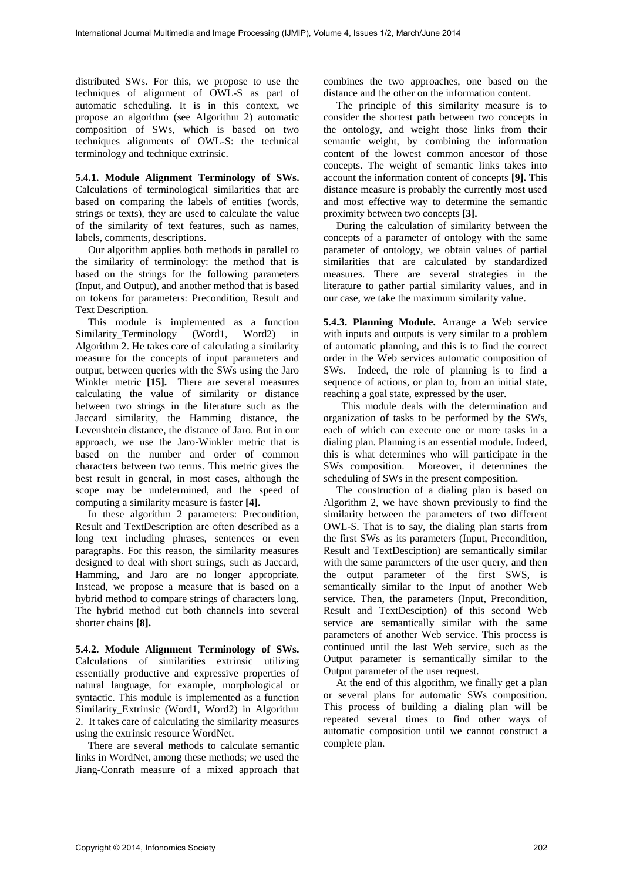distributed SWs. For this, we propose to use the techniques of alignment of OWL-S as part of automatic scheduling. It is in this context, we propose an algorithm (see Algorithm 2) automatic composition of SWs, which is based on two techniques alignments of OWL-S: the technical terminology and technique extrinsic.

**5.4.1. Module Alignment Terminology of SWs.** Calculations of terminological similarities that are based on comparing the labels of entities (words, strings or texts), they are used to calculate the value of the similarity of text features, such as names, labels, comments, descriptions.

Our algorithm applies both methods in parallel to the similarity of terminology: the method that is based on the strings for the following parameters (Input, and Output), and another method that is based on tokens for parameters: Precondition, Result and Text Description.

This module is implemented as a function Similarity_Terminology (Word1, Word2) in Algorithm 2. He takes care of calculating a similarity measure for the concepts of input parameters and output, between queries with the SWs using the Jaro Winkler metric **[15].** There are several measures calculating the value of similarity or distance between two strings in the literature such as the Jaccard similarity, the Hamming distance, the Levenshtein distance, the distance of Jaro. But in our approach, we use the Jaro-Winkler metric that is based on the number and order of common characters between two terms. This metric gives the best result in general, in most cases, although the scope may be undetermined, and the speed of computing a similarity measure is faster **[4].**

In these algorithm 2 parameters: Precondition, Result and TextDescription are often described as a long text including phrases, sentences or even paragraphs. For this reason, the similarity measures designed to deal with short strings, such as Jaccard, Hamming, and Jaro are no longer appropriate. Instead, we propose a measure that is based on a hybrid method to compare strings of characters long. The hybrid method cut both channels into several shorter chains **[8].**

**5.4.2. Module Alignment Terminology of SWs.** Calculations of similarities extrinsic utilizing essentially productive and expressive properties of natural language, for example, morphological or syntactic. This module is implemented as a function Similarity_Extrinsic (Word1, Word2) in Algorithm 2. It takes care of calculating the similarity measures using the extrinsic resource WordNet.

There are several methods to calculate semantic links in WordNet, among these methods; we used the Jiang-Conrath measure of a mixed approach that combines the two approaches, one based on the distance and the other on the information content.

The principle of this similarity measure is to consider the shortest path between two concepts in the ontology, and weight those links from their semantic weight, by combining the information content of the lowest common ancestor of those concepts. The weight of semantic links takes into account the information content of concepts **[9].** This distance measure is probably the currently most used and most effective way to determine the semantic proximity between two concepts **[3].**

During the calculation of similarity between the concepts of a parameter of ontology with the same parameter of ontology, we obtain values of partial similarities that are calculated by standardized measures. There are several strategies in the literature to gather partial similarity values, and in our case, we take the maximum similarity value.

**5.4.3. Planning Module.** Arrange a Web service with inputs and outputs is very similar to a problem of automatic planning, and this is to find the correct order in the Web services automatic composition of SWs. Indeed, the role of planning is to find a sequence of actions, or plan to, from an initial state, reaching a goal state, expressed by the user.

This module deals with the determination and organization of tasks to be performed by the SWs, each of which can execute one or more tasks in a dialing plan. Planning is an essential module. Indeed, this is what determines who will participate in the SWs composition. Moreover, it determines the scheduling of SWs in the present composition.

The construction of a dialing plan is based on Algorithm 2, we have shown previously to find the similarity between the parameters of two different OWL-S. That is to say, the dialing plan starts from the first SWs as its parameters (Input, Precondition, Result and TextDesciption) are semantically similar with the same parameters of the user query, and then the output parameter of the first SWS, is semantically similar to the Input of another Web service. Then, the parameters (Input, Precondition, Result and TextDesciption) of this second Web service are semantically similar with the same parameters of another Web service. This process is continued until the last Web service, such as the Output parameter is semantically similar to the Output parameter of the user request.

At the end of this algorithm, we finally get a plan or several plans for automatic SWs composition. This process of building a dialing plan will be repeated several times to find other ways of automatic composition until we cannot construct a complete plan.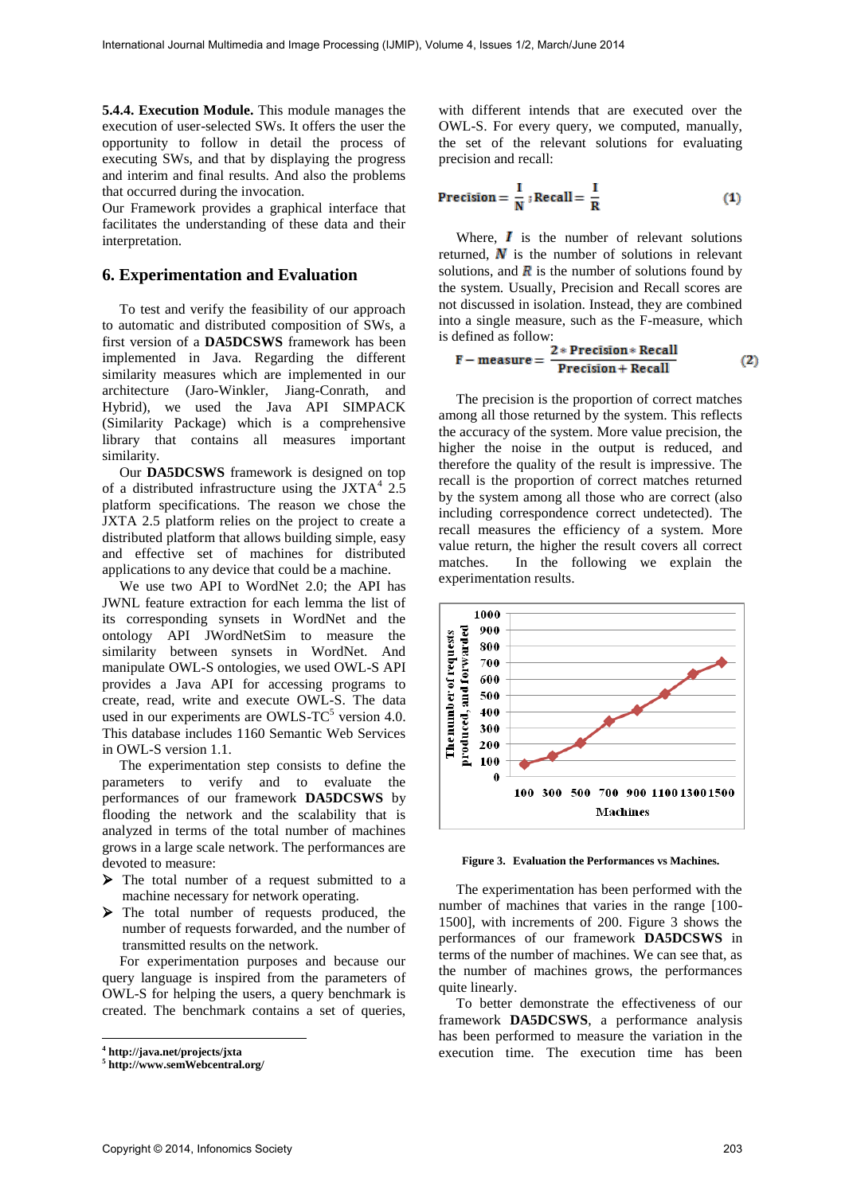**5.4.4. Execution Module.** This module manages the execution of user-selected SWs. It offers the user the opportunity to follow in detail the process of executing SWs, and that by displaying the progress and interim and final results. And also the problems that occurred during the invocation.

Our Framework provides a graphical interface that facilitates the understanding of these data and their interpretation.

## 6. Experimentation and Evaluation

To test and verify the feasibility of our approach to automatic and distributed composition of SWs, a first version of a **DA5DCSWS** framework has been implemented in Java. Regarding the different similarity measures which are implemented in our architecture (Jaro-Winkler, Jiang-Conrath, and Hybrid), we used the Java API SIMPACK (Similarity Package) which is a comprehensive library that contains all measures important similarity.

Our **DA5DCSWS** framework is designed on top of a distributed infrastructure using the JXTA[4] 2.5 platform specifications. The reason we chose the JXTA 2.5 platform relies on the project to create a distributed platform that allows building simple, easy and effective set of machines for distributed applications to any device that could be a machine.

We use two API to WordNet 2.0; the API has JWNL feature extraction for each lemma the list of its corresponding synsets in WordNet and the ontology API JWordNetSim to measure the similarity between synsets in WordNet. And manipulate OWL-S ontologies, we used OWL-S API provides a Java API for accessing programs to create, read, write and execute OWL-S. The data used in our experiments are OWLS-TC[5] version 4.0. This database includes 1160 Semantic Web Services in OWL-S version 1.1.

The experimentation step consists to define the parameters to verify and to evaluate the performances of our framework **DA5DCSWS** by flooding the network and the scalability that is analyzed in terms of the total number of machines grows in a large scale network. The performances are devoted to measure:

- The total number of a request submitted to a machine necessary for network operating.
- The total number of requests produced, the number of requests forwarded, and the number of transmitted results on the network.

For experimentation purposes and because our query language is inspired from the parameters of OWL-S for helping the users, a query benchmark is created. The benchmark contains a set of queries, with different intends that are executed over the OWL-S. For every query, we computed, manually, the set of the relevant solutions for evaluating precision and recall:

$$\text{Precision} = \frac{I}{N} ; \text{Recall} = \frac{I}{R} \qquad (1)$$

Where, $I$ is the number of relevant solutions returned, $N$ is the number of solutions in relevant solutions, and $R$ is the number of solutions found by the system. Usually, Precision and Recall scores are not discussed in isolation. Instead, they are combined into a single measure, such as the F-measure, which is defined as follow:

$$F-\text{measure} = \frac{2 * \text{Precision} * \text{Recall}}{\text{Precision} + \text{Recall}} \qquad (2)$$

The precision is the proportion of correct matches among all those returned by the system. This reflects the accuracy of the system. More value precision, the higher the noise in the output is reduced, and therefore the quality of the result is impressive. The recall is the proportion of correct matches returned by the system among all those who are correct (also including correspondence correct undetected). The recall measures the efficiency of a system. More value return, the higher the result covers all correct matches. In the following we explain the experimentation results.

**Figure 3. Evaluation the Performances vs Machines.**

The experimentation has been performed with the number of machines that varies in the range [100-1500], with increments of 200. Figure 3 shows the performances of our framework **DA5DCSWS** in terms of the number of machines. We can see that, as the number of machines grows, the performances quite linearly.

To better demonstrate the effectiveness of our framework **DA5DCSWS**, a performance analysis has been performed to measure the variation in the execution time. The execution time has been

---

[4] http://java.net/projects/jxta

[5] http://www.semWebcentral.org/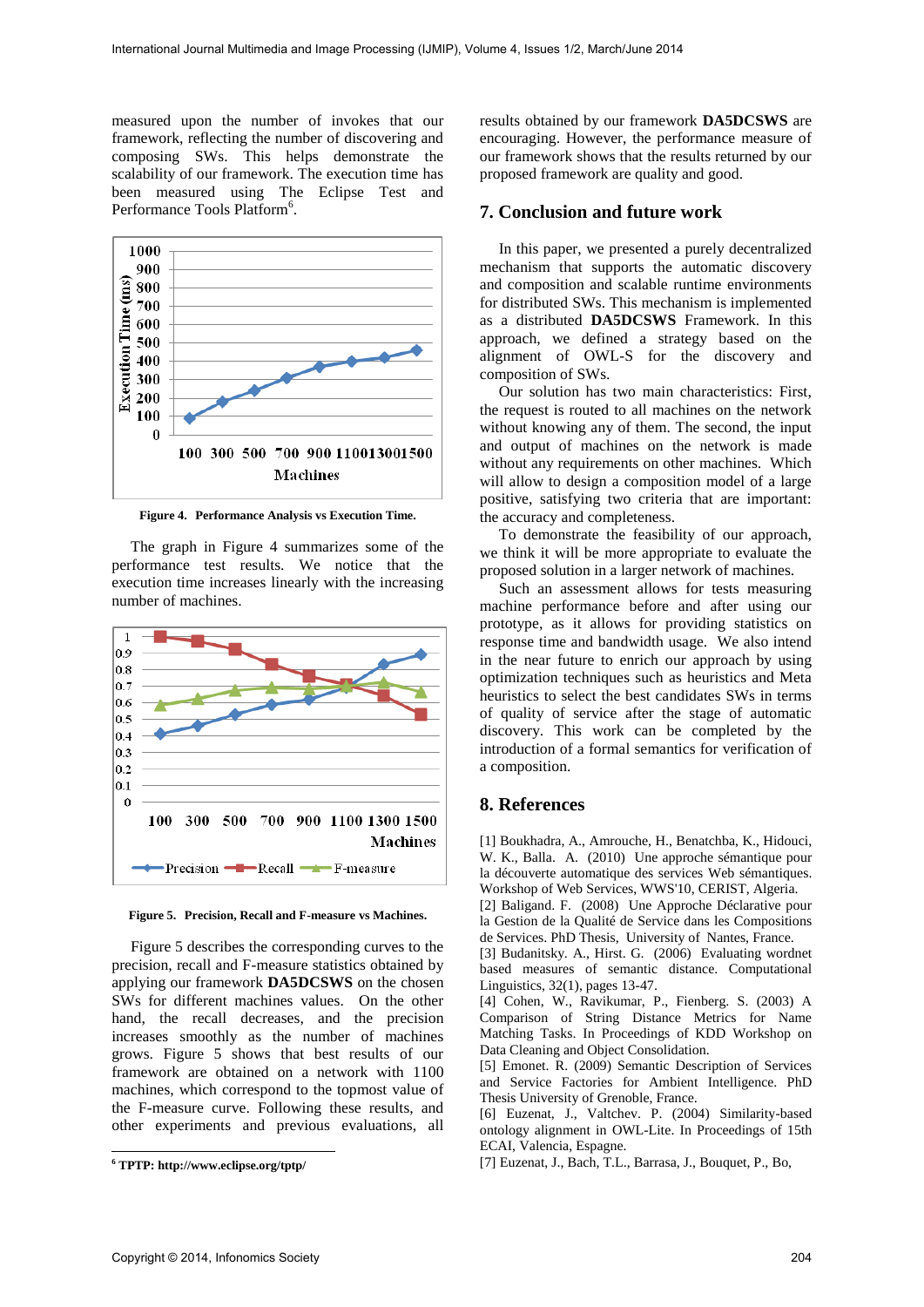measured upon the number of invokes that our framework, reflecting the number of discovering and composing SWs. This helps demonstrate the scalability of our framework. The execution time has been measured using The Eclipse Test and Performance Tools Platform[6].

**Figure 4. Performance Analysis vs Execution Time.**

The graph in Figure 4 summarizes some of the performance test results. We notice that the execution time increases linearly with the increasing number of machines.

**Figure 5. Precision, Recall and F-measure vs Machines.**

Figure 5 describes the corresponding curves to the precision, recall and F-measure statistics obtained by applying our framework **DA5DCSWS** on the chosen SWs for different machines values. On the other hand, the recall decreases, and the precision increases smoothly as the number of machines grows. Figure 5 shows that best results of our framework are obtained on a network with 1100 machines, which correspond to the topmost value of the F-measure curve. Following these results, and other experiments and previous evaluations, all results obtained by our framework **DA5DCSWS** are encouraging. However, the performance measure of our framework shows that the results returned by our proposed framework are quality and good.

## 7. Conclusion and future work

In this paper, we presented a purely decentralized mechanism that supports the automatic discovery and composition and scalable runtime environments for distributed SWs. This mechanism is implemented as a distributed **DA5DCSWS** Framework. In this approach, we defined a strategy based on the alignment of OWL-S for the discovery and composition of SWs.

Our solution has two main characteristics: First, the request is routed to all machines on the network without knowing any of them. The second, the input and output of machines on the network is made without any requirements on other machines. Which will allow to design a composition model of a large positive, satisfying two criteria that are important: the accuracy and completeness.

To demonstrate the feasibility of our approach, we think it will be more appropriate to evaluate the proposed solution in a larger network of machines.

Such an assessment allows for tests measuring machine performance before and after using our prototype, as it allows for providing statistics on response time and bandwidth usage. We also intend in the near future to enrich our approach by using optimization techniques such as heuristics and Meta heuristics to select the best candidates SWs in terms of quality of service after the stage of automatic discovery. This work can be completed by the introduction of a formal semantics for verification of a composition.

## 8. References

[1] Boukhadra, A., Amrouche, H., Benatchba, K., Hidouci, W. K., Balla. A. (2010) Une approche sémantique pour la découverte automatique des services Web sémantiques. Workshop of Web Services, WWS'10, CERIST, Algeria.

[2] Baligand. F. (2008) Une Approche Déclarative pour la Gestion de la Qualité de Service dans les Compositions de Services. PhD Thesis, University of Nantes, France.

[3] Budanitsky. A., Hirst. G. (2006) Evaluating wordnet based measures of semantic distance. Computational Linguistics, 32(1), pages 13-47.

[4] Cohen, W., Ravikumar, P., Fienberg. S. (2003) A Comparison of String Distance Metrics for Name Matching Tasks. In Proceedings of KDD Workshop on Data Cleaning and Object Consolidation.

[5] Emonet. R. (2009) Semantic Description of Services and Service Factories for Ambient Intelligence. PhD Thesis University of Grenoble, France.

[6] Euzenat, J., Valtchev. P. (2004) Similarity-based ontology alignment in OWL-Lite. In Proceedings of 15th ECAI, Valencia, Espagne.

[7] Euzenat, J., Bach, T.L., Barrasa, J., Bouquet, P., Bo,

---

[6] TPTP: http://www.eclipse.org/tptp/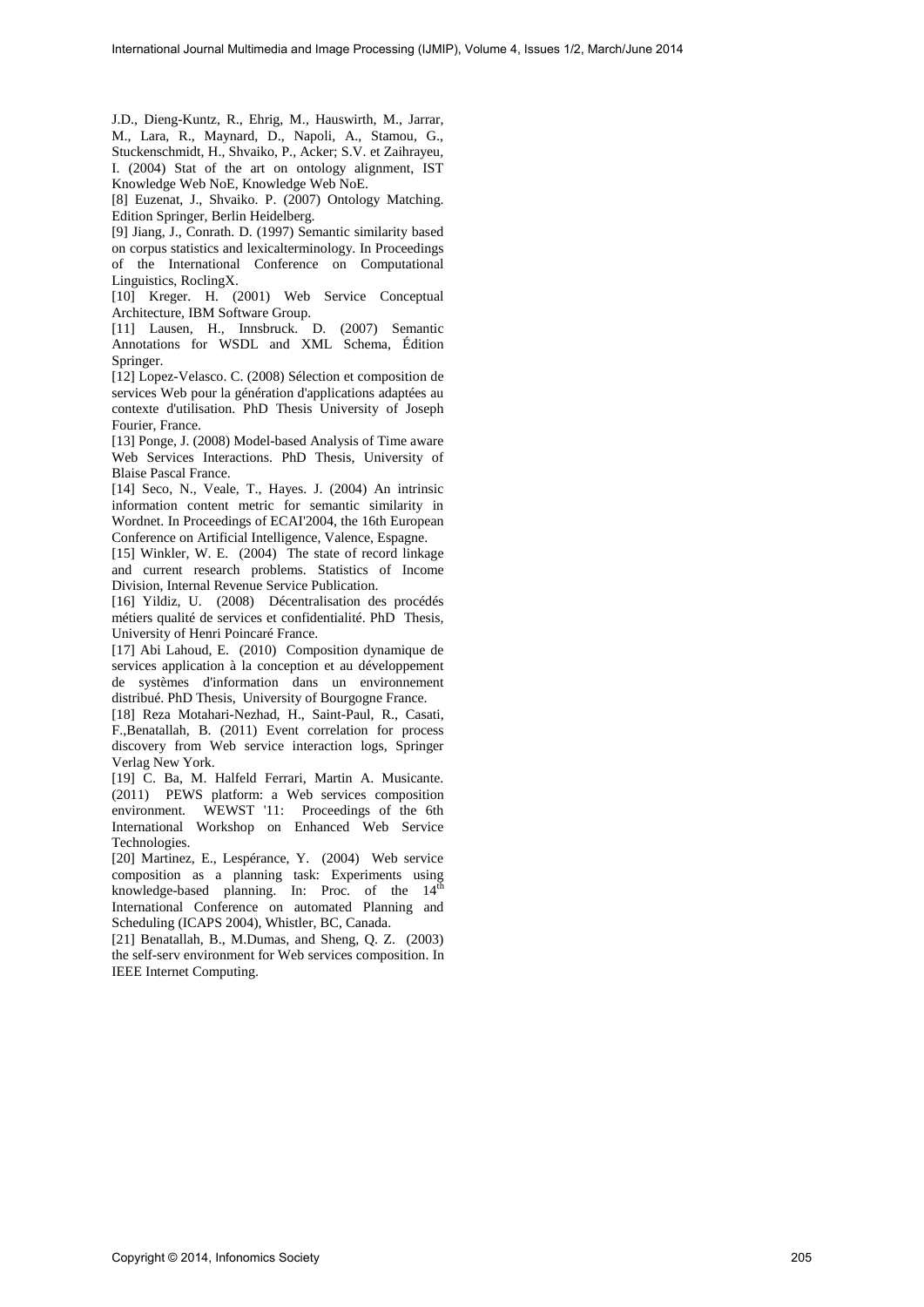J.D., Dieng-Kuntz, R., Ehrig, M., Hauswirth, M., Jarrar, M., Lara, R., Maynard, D., Napoli, A., Stamou, G., Stuckenschmidt, H., Shvaiko, P., Acker; S.V. et Zaihrayeu, I. (2004) Stat of the art on ontology alignment, IST Knowledge Web NoE, Knowledge Web NoE.

[8] Euzenat, J., Shvaiko. P. (2007) Ontology Matching. Edition Springer, Berlin Heidelberg.

[9] Jiang, J., Conrath. D. (1997) Semantic similarity based on corpus statistics and lexicalterminology. In Proceedings of the International Conference on Computational Linguistics, RoclingX.

[10] Kreger. H. (2001) Web Service Conceptual Architecture, IBM Software Group.

[11] Lausen, H., Innsbruck. D. (2007) Semantic Annotations for WSDL and XML Schema, Édition Springer.

[12] Lopez-Velasco. C. (2008) Sélection et composition de services Web pour la génération d'applications adaptées au contexte d'utilisation. PhD Thesis University of Joseph Fourier, France.

[13] Ponge, J. (2008) Model-based Analysis of Time aware Web Services Interactions. PhD Thesis, University of Blaise Pascal France.

[14] Seco, N., Veale, T., Hayes. J. (2004) An intrinsic information content metric for semantic similarity in Wordnet. In Proceedings of ECAI'2004, the 16th European Conference on Artificial Intelligence, Valence, Espagne.

[15] Winkler, W. E. (2004) The state of record linkage and current research problems. Statistics of Income Division, Internal Revenue Service Publication.

[16] Yildiz, U. (2008) Décentralisation des procédés métiers qualité de services et confidentialité. PhD Thesis, University of Henri Poincaré France.

[17] Abi Lahoud, E. (2010) Composition dynamique de services application à la conception et au développement de systèmes d'information dans un environnement distribué. PhD Thesis, University of Bourgogne France.

[18] Reza Motahari-Nezhad, H., Saint-Paul, R., Casati, F.,Benatallah, B. (2011) Event correlation for process discovery from Web service interaction logs, Springer Verlag New York.

[19] C. Ba, M. Halfeld Ferrari, Martin A. Musicante. (2011) PEWS platform: a Web services composition environment. WEWST '11: Proceedings of the 6th International Workshop on Enhanced Web Service Technologies.

[20] Martinez, E., Lespérance, Y. (2004) Web service composition as a planning task: Experiments using knowledge-based planning. In: Proc. of the 14th International Conference on automated Planning and Scheduling (ICAPS 2004), Whistler, BC, Canada.

[21] Benatallah, B., M.Dumas, and Sheng, Q. Z. (2003) the self-serv environment for Web services composition. In IEEE Internet Computing.